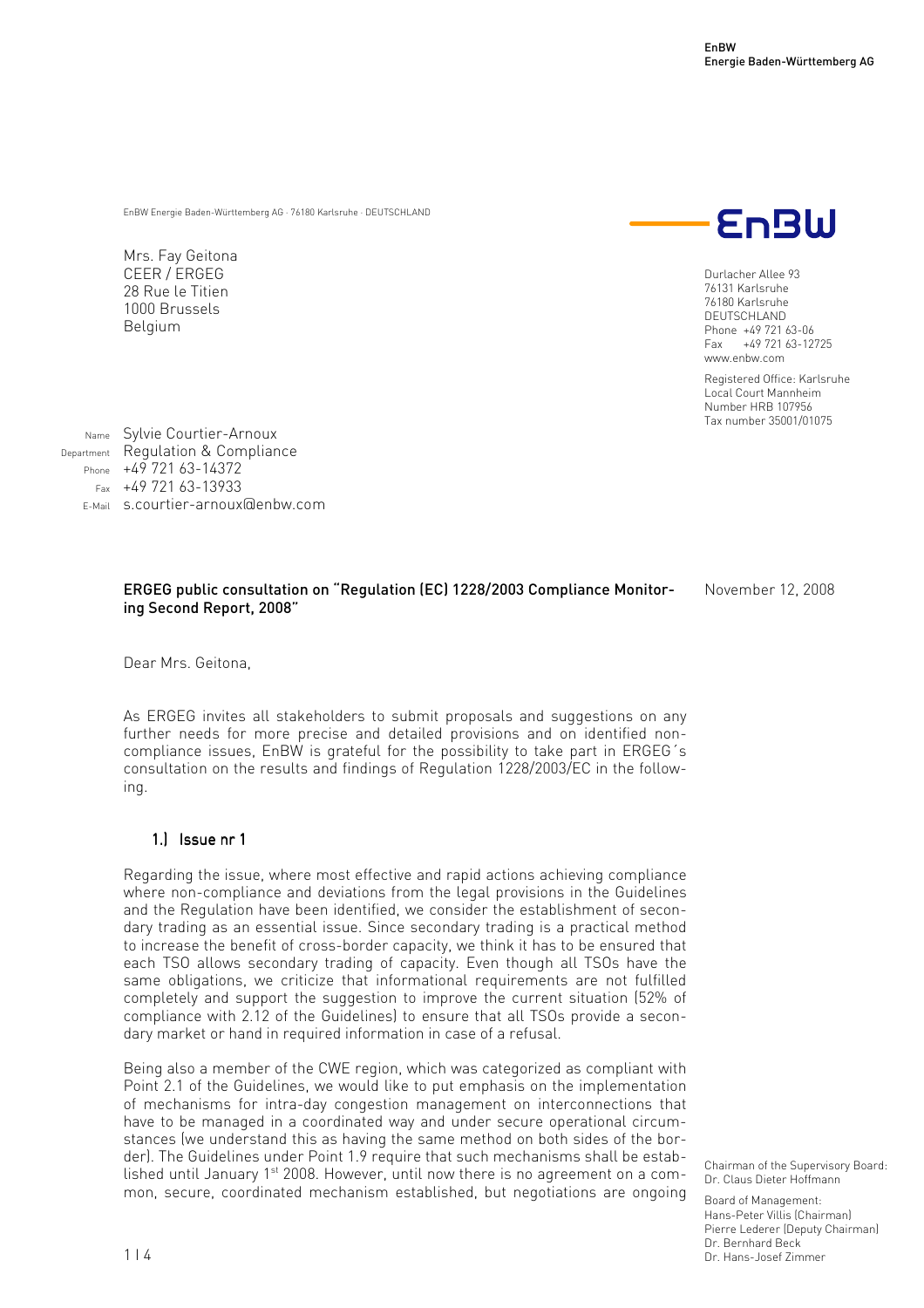EnBW
Energie Baden-Württemberg AG

EnBW Energie Baden-Württemberg AG · 76180 Karlsruhe · DEUTSCHLAND

Mrs. Fay Geitona
CEER / ERGEG
28 Rue le Titien
1000 Brussels
Belgium

Durlacher Allee 93
76131 Karlsruhe
76180 Karlsruhe
DEUTSCHLAND
Phone +49 721 63-06
Fax +49 721 63-12725
www.enbw.com

Registered Office: Karlsruhe
Local Court Mannheim
Number HRB 107956
Tax number 35001/01075

Name Sylvie Courtier-Arnoux
Department Regulation & Compliance
Phone +49 721 63-14372
Fax +49 721 63-13933
E-Mail s.courtier-arnoux@enbw.com

**ERGEG public consultation on "Regulation (EC) 1228/2003 Compliance Monitoring Second Report, 2008"**

November 12, 2008

Dear Mrs. Geitona,

As ERGEG invites all stakeholders to submit proposals and suggestions on any further needs for more precise and detailed provisions and on identified non-compliance issues, EnBW is grateful for the possibility to take part in ERGEG´s consultation on the results and findings of Regulation 1228/2003/EC in the following.

## 1.) Issue nr 1

Regarding the issue, where most effective and rapid actions achieving compliance where non-compliance and deviations from the legal provisions in the Guidelines and the Regulation have been identified, we consider the establishment of secondary trading as an essential issue. Since secondary trading is a practical method to increase the benefit of cross-border capacity, we think it has to be ensured that each TSO allows secondary trading of capacity. Even though all TSOs have the same obligations, we criticize that informational requirements are not fulfilled completely and support the suggestion to improve the current situation (52% of compliance with 2.12 of the Guidelines) to ensure that all TSOs provide a secondary market or hand in required information in case of a refusal.

Being also a member of the CWE region, which was categorized as compliant with Point 2.1 of the Guidelines, we would like to put emphasis on the implementation of mechanisms for intra-day congestion management on interconnections that have to be managed in a coordinated way and under secure operational circumstances (we understand this as having the same method on both sides of the border). The Guidelines under Point 1.9 require that such mechanisms shall be established until January 1[st] 2008. However, until now there is no agreement on a common, secure, coordinated mechanism established, but negotiations are ongoing

Chairman of the Supervisory Board:
Dr. Claus Dieter Hoffmann

Board of Management:
Hans-Peter Villis (Chairman)
Pierre Lederer (Deputy Chairman)
Dr. Bernhard Beck
Dr. Hans-Josef Zimmer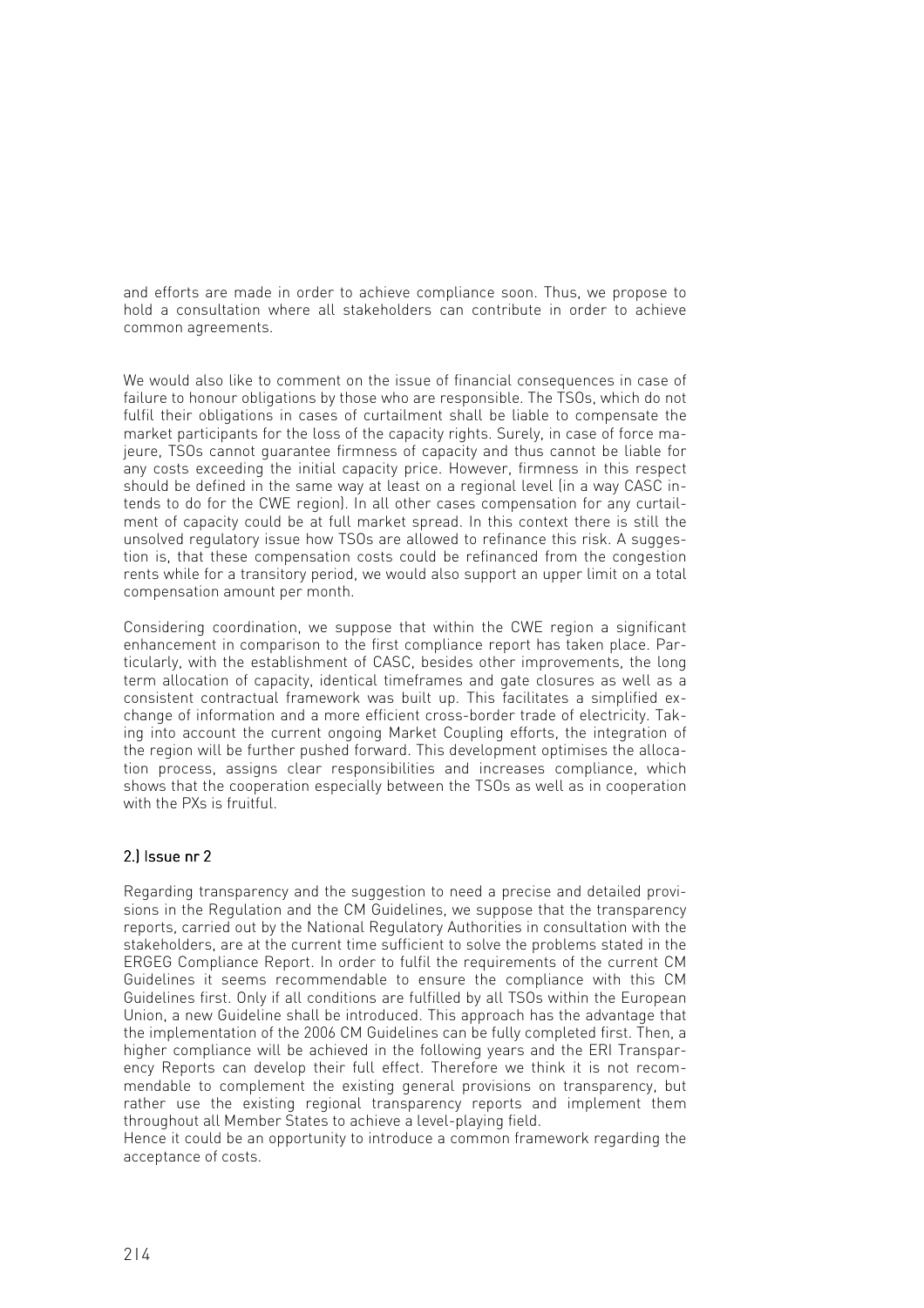and efforts are made in order to achieve compliance soon. Thus, we propose to hold a consultation where all stakeholders can contribute in order to achieve common agreements.

We would also like to comment on the issue of financial consequences in case of failure to honour obligations by those who are responsible. The TSOs, which do not fulfil their obligations in cases of curtailment shall be liable to compensate the market participants for the loss of the capacity rights. Surely, in case of force majeure, TSOs cannot guarantee firmness of capacity and thus cannot be liable for any costs exceeding the initial capacity price. However, firmness in this respect should be defined in the same way at least on a regional level (in a way CASC intends to do for the CWE region). In all other cases compensation for any curtailment of capacity could be at full market spread. In this context there is still the unsolved regulatory issue how TSOs are allowed to refinance this risk. A suggestion is, that these compensation costs could be refinanced from the congestion rents while for a transitory period, we would also support an upper limit on a total compensation amount per month.

Considering coordination, we suppose that within the CWE region a significant enhancement in comparison to the first compliance report has taken place. Particularly, with the establishment of CASC, besides other improvements, the long term allocation of capacity, identical timeframes and gate closures as well as a consistent contractual framework was built up. This facilitates a simplified exchange of information and a more efficient cross-border trade of electricity. Taking into account the current ongoing Market Coupling efforts, the integration of the region will be further pushed forward. This development optimises the allocation process, assigns clear responsibilities and increases compliance, which shows that the cooperation especially between the TSOs as well as in cooperation with the PXs is fruitful.

## 2.) Issue nr 2

Regarding transparency and the suggestion to need a precise and detailed provisions in the Regulation and the CM Guidelines, we suppose that the transparency reports, carried out by the National Regulatory Authorities in consultation with the stakeholders, are at the current time sufficient to solve the problems stated in the ERGEG Compliance Report. In order to fulfil the requirements of the current CM Guidelines it seems recommendable to ensure the compliance with this CM Guidelines first. Only if all conditions are fulfilled by all TSOs within the European Union, a new Guideline shall be introduced. This approach has the advantage that the implementation of the 2006 CM Guidelines can be fully completed first. Then, a higher compliance will be achieved in the following years and the ERI Transparency Reports can develop their full effect. Therefore we think it is not recommendable to complement the existing general provisions on transparency, but rather use the existing regional transparency reports and implement them throughout all Member States to achieve a level-playing field.
Hence it could be an opportunity to introduce a common framework regarding the acceptance of costs.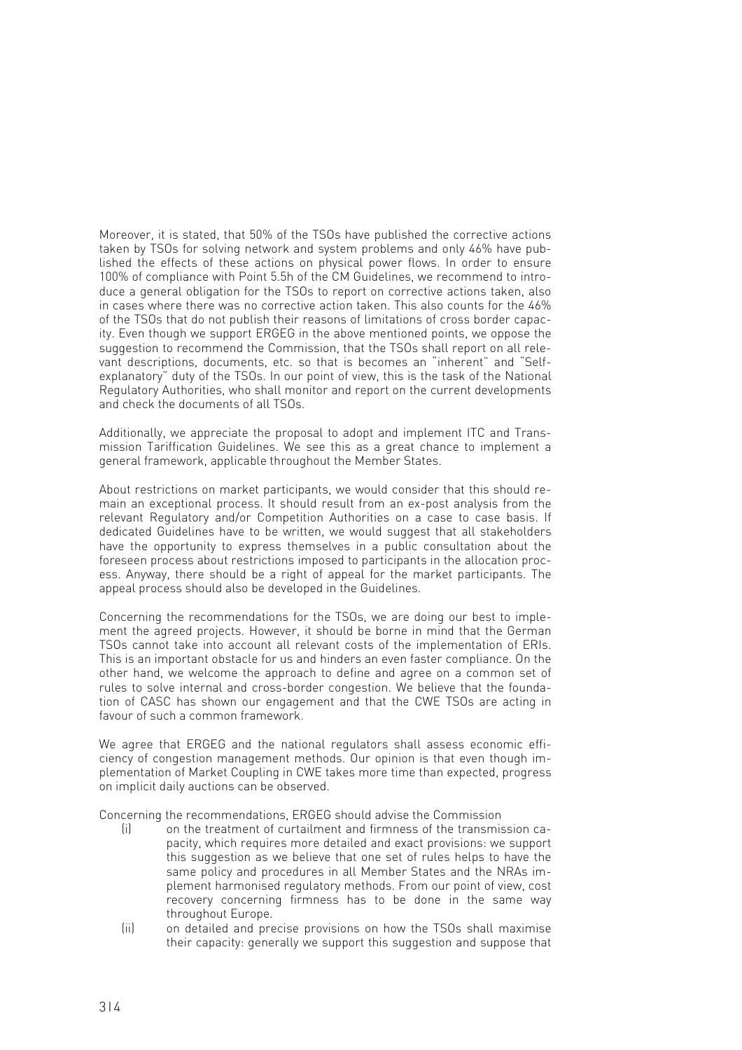Moreover, it is stated, that 50% of the TSOs have published the corrective actions taken by TSOs for solving network and system problems and only 46% have published the effects of these actions on physical power flows. In order to ensure 100% of compliance with Point 5.5h of the CM Guidelines, we recommend to introduce a general obligation for the TSOs to report on corrective actions taken, also in cases where there was no corrective action taken. This also counts for the 46% of the TSOs that do not publish their reasons of limitations of cross border capacity. Even though we support ERGEG in the above mentioned points, we oppose the suggestion to recommend the Commission, that the TSOs shall report on all relevant descriptions, documents, etc. so that is becomes an "inherent" and "Self-explanatory" duty of the TSOs. In our point of view, this is the task of the National Regulatory Authorities, who shall monitor and report on the current developments and check the documents of all TSOs.

Additionally, we appreciate the proposal to adopt and implement ITC and Transmission Tariffication Guidelines. We see this as a great chance to implement a general framework, applicable throughout the Member States.

About restrictions on market participants, we would consider that this should remain an exceptional process. It should result from an ex-post analysis from the relevant Regulatory and/or Competition Authorities on a case to case basis. If dedicated Guidelines have to be written, we would suggest that all stakeholders have the opportunity to express themselves in a public consultation about the foreseen process about restrictions imposed to participants in the allocation process. Anyway, there should be a right of appeal for the market participants. The appeal process should also be developed in the Guidelines.

Concerning the recommendations for the TSOs, we are doing our best to implement the agreed projects. However, it should be borne in mind that the German TSOs cannot take into account all relevant costs of the implementation of ERIs. This is an important obstacle for us and hinders an even faster compliance. On the other hand, we welcome the approach to define and agree on a common set of rules to solve internal and cross-border congestion. We believe that the foundation of CASC has shown our engagement and that the CWE TSOs are acting in favour of such a common framework.

We agree that ERGEG and the national regulators shall assess economic efficiency of congestion management methods. Our opinion is that even though implementation of Market Coupling in CWE takes more time than expected, progress on implicit daily auctions can be observed.

Concerning the recommendations, ERGEG should advise the Commission

(i) on the treatment of curtailment and firmness of the transmission capacity, which requires more detailed and exact provisions: we support this suggestion as we believe that one set of rules helps to have the same policy and procedures in all Member States and the NRAs implement harmonised regulatory methods. From our point of view, cost recovery concerning firmness has to be done in the same way throughout Europe.

(ii) on detailed and precise provisions on how the TSOs shall maximise their capacity: generally we support this suggestion and suppose that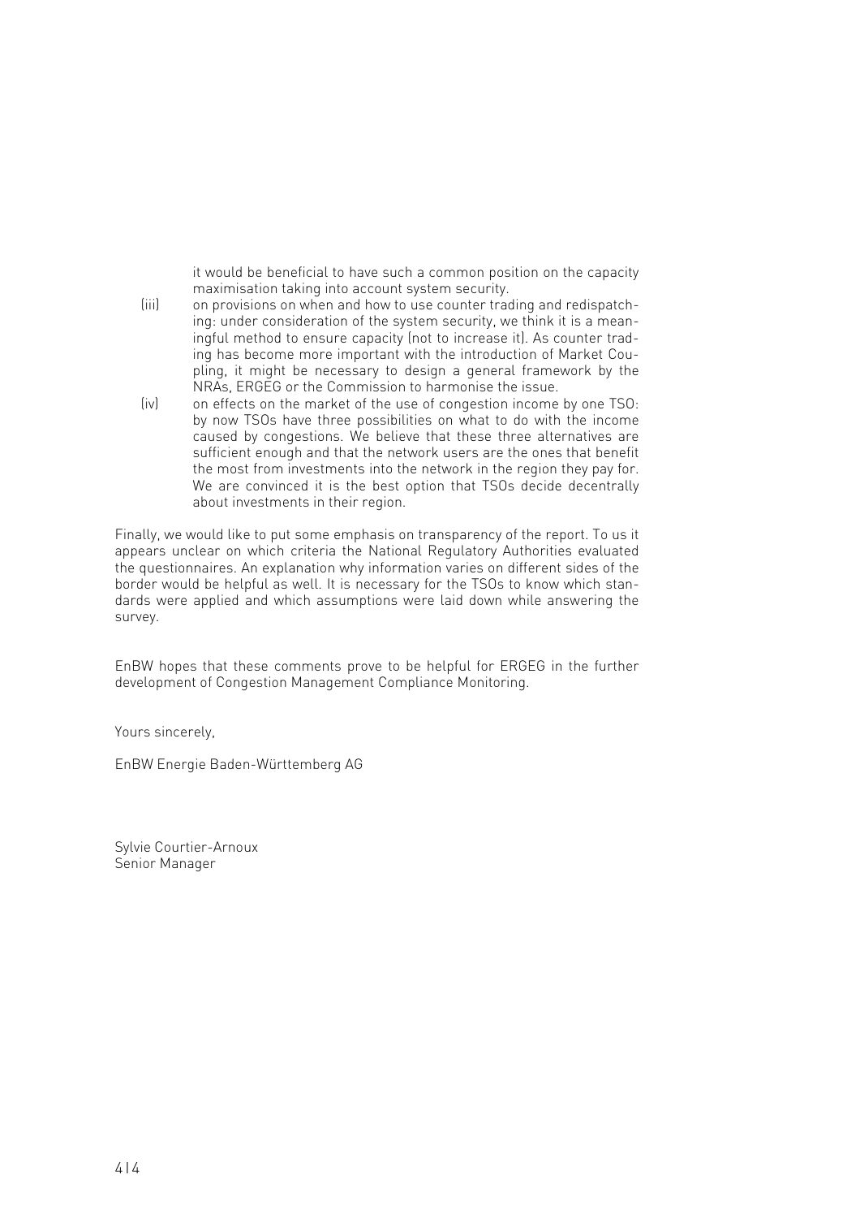it would be beneficial to have such a common position on the capacity maximisation taking into account system security.

(iii) on provisions on when and how to use counter trading and redispatching: under consideration of the system security, we think it is a meaningful method to ensure capacity (not to increase it). As counter trading has become more important with the introduction of Market Coupling, it might be necessary to design a general framework by the NRAs, ERGEG or the Commission to harmonise the issue.

(iv) on effects on the market of the use of congestion income by one TSO: by now TSOs have three possibilities on what to do with the income caused by congestions. We believe that these three alternatives are sufficient enough and that the network users are the ones that benefit the most from investments into the network in the region they pay for. We are convinced it is the best option that TSOs decide decentrally about investments in their region.

Finally, we would like to put some emphasis on transparency of the report. To us it appears unclear on which criteria the National Regulatory Authorities evaluated the questionnaires. An explanation why information varies on different sides of the border would be helpful as well. It is necessary for the TSOs to know which standards were applied and which assumptions were laid down while answering the survey.

EnBW hopes that these comments prove to be helpful for ERGEG in the further development of Congestion Management Compliance Monitoring.

Yours sincerely,

EnBW Energie Baden-Württemberg AG

Sylvie Courtier-Arnoux
Senior Manager